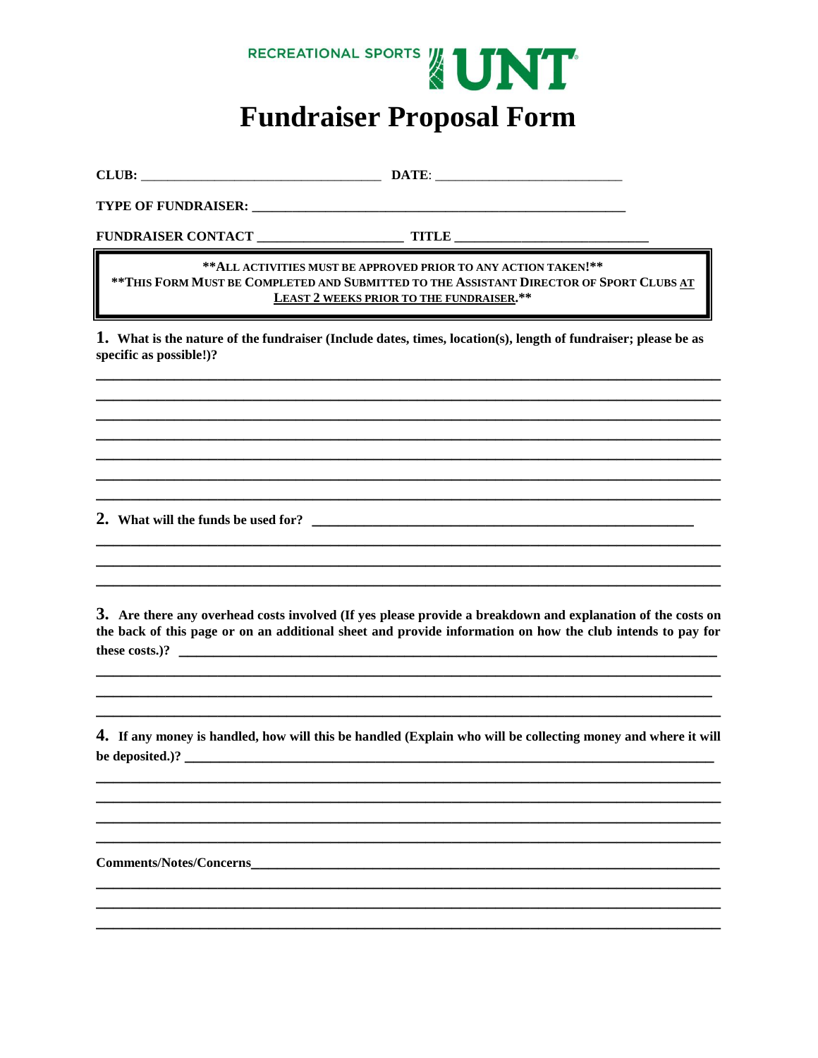RECREATIONAL SPORTS UNT

# Fundraiser Proposal Form

**CLUB:** ___________________________________ **DATE**: ___________________________

**TYPE OF FUNDRAISER:** _______________________________________________________

**FUNDRAISER CONTACT** _____________________ **TITLE** ____________________________

> **ALL ACTIVITIES MUST BE APPROVED PRIOR TO ANY ACTION TAKEN!**
> **THIS FORM MUST BE COMPLETED AND SUBMITTED TO THE ASSISTANT DIRECTOR OF SPORT CLUBS <u>AT LEAST 2 WEEKS PRIOR TO THE FUNDRAISER</u>.**

**1. What is the nature of the fundraiser (Include dates, times, location(s), length of fundraiser; please be as specific as possible!)?**

_______________________________________________________________________________

_______________________________________________________________________________

_______________________________________________________________________________

_______________________________________________________________________________

_______________________________________________________________________________

_______________________________________________________________________________

_______________________________________________________________________________

**2. What will the funds be used for?** _______________________________________________________

_______________________________________________________________________________

_______________________________________________________________________________

_______________________________________________________________________________

**3. Are there any overhead costs involved (If yes please provide a breakdown and explanation of the costs on the back of this page or on an additional sheet and provide information on how the club intends to pay for these costs.)?** ______________________________________________________________

_______________________________________________________________________________

_______________________________________________________________________________

_______________________________________________________________________________

**4. If any money is handled, how will this be handled (Explain who will be collecting money and where it will be deposited.)?** ______________________________________________________________

_______________________________________________________________________________

_______________________________________________________________________________

_______________________________________________________________________________

_______________________________________________________________________________

**Comments/Notes/Concerns**_____________________________________________________________

_______________________________________________________________________________

_______________________________________________________________________________

_______________________________________________________________________________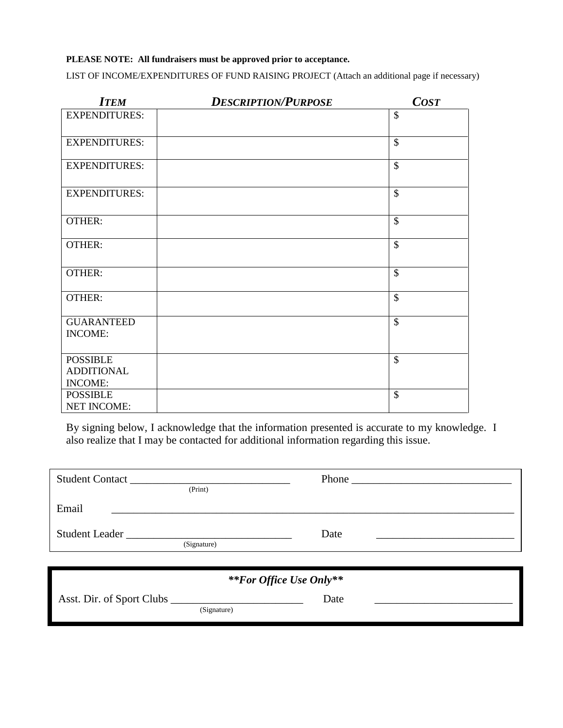**PLEASE NOTE: All fundraisers must be approved prior to acceptance.**

LIST OF INCOME/EXPENDITURES OF FUND RAISING PROJECT (Attach an additional page if necessary)

| ***ITEM*** | ***DESCRIPTION/PURPOSE*** | ***COST*** |
|---|---|---|
| EXPENDITURES: | | $ |
| EXPENDITURES: | | $ |
| EXPENDITURES: | | $ |
| EXPENDITURES: | | $ |
| OTHER: | | $ |
| OTHER: | | $ |
| OTHER: | | $ |
| OTHER: | | $ |
| GUARANTEED INCOME: | | $ |
| POSSIBLE ADDITIONAL INCOME: | | $ |
| POSSIBLE NET INCOME: | | $ |

By signing below, I acknowledge that the information presented is accurate to my knowledge. I also realize that I may be contacted for additional information regarding this issue.

Student Contact ____________________________ Phone ____________________________
(Print)

Email ______________________________________________________________________

Student Leader ______________________________ Date ____________________________
(Signature)

***\*\*For Office Use Only\*\****

Asst. Dir. of Sport Clubs ________________________ Date ________________________
(Signature)